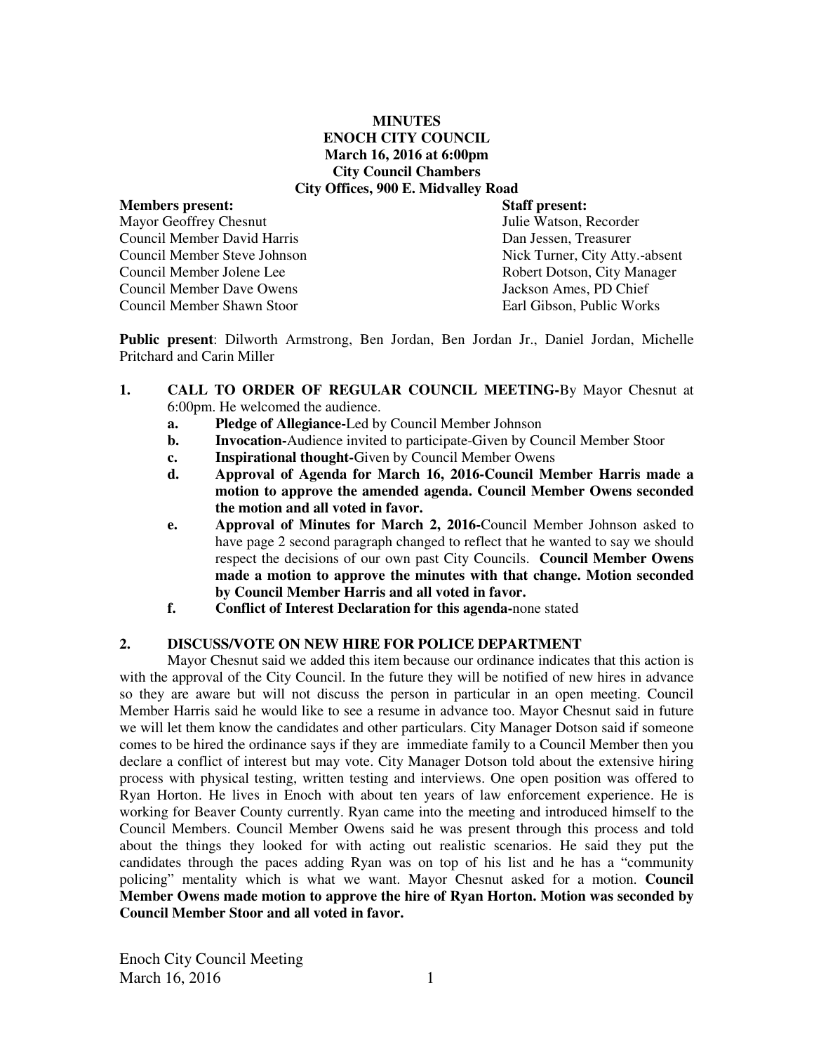**MINUTES**
**ENOCH CITY COUNCIL**
**March 16, 2016 at 6:00pm**
**City Council Chambers**
**City Offices, 900 E. Midvalley Road**

| **Members present:** | **Staff present:** |
|---|---|
| Mayor Geoffrey Chesnut | Julie Watson, Recorder |
| Council Member David Harris | Dan Jessen, Treasurer |
| Council Member Steve Johnson | Nick Turner, City Atty.-absent |
| Council Member Jolene Lee | Robert Dotson, City Manager |
| Council Member Dave Owens | Jackson Ames, PD Chief |
| Council Member Shawn Stoor | Earl Gibson, Public Works |

**Public present**: Dilworth Armstrong, Ben Jordan, Ben Jordan Jr., Daniel Jordan, Michelle Pritchard and Carin Miller

1. **CALL TO ORDER OF REGULAR COUNCIL MEETING-**By Mayor Chesnut at 6:00pm. He welcomed the audience.
   - a. **Pledge of Allegiance-**Led by Council Member Johnson
   - b. **Invocation-**Audience invited to participate-Given by Council Member Stoor
   - c. **Inspirational thought-**Given by Council Member Owens
   - d. **Approval of Agenda for March 16, 2016-Council Member Harris made a motion to approve the amended agenda. Council Member Owens seconded the motion and all voted in favor.**
   - e. **Approval of Minutes for March 2, 2016-**Council Member Johnson asked to have page 2 second paragraph changed to reflect that he wanted to say we should respect the decisions of our own past City Councils. **Council Member Owens made a motion to approve the minutes with that change. Motion seconded by Council Member Harris and all voted in favor.**
   - f. **Conflict of Interest Declaration for this agenda-**none stated

2. **DISCUSS/VOTE ON NEW HIRE FOR POLICE DEPARTMENT**

Mayor Chesnut said we added this item because our ordinance indicates that this action is with the approval of the City Council. In the future they will be notified of new hires in advance so they are aware but will not discuss the person in particular in an open meeting. Council Member Harris said he would like to see a resume in advance too. Mayor Chesnut said in future we will let them know the candidates and other particulars. City Manager Dotson said if someone comes to be hired the ordinance says if they are immediate family to a Council Member then you declare a conflict of interest but may vote. City Manager Dotson told about the extensive hiring process with physical testing, written testing and interviews. One open position was offered to Ryan Horton. He lives in Enoch with about ten years of law enforcement experience. He is working for Beaver County currently. Ryan came into the meeting and introduced himself to the Council Members. Council Member Owens said he was present through this process and told about the things they looked for with acting out realistic scenarios. He said they put the candidates through the paces adding Ryan was on top of his list and he has a "community policing" mentality which is what we want. Mayor Chesnut asked for a motion. **Council Member Owens made motion to approve the hire of Ryan Horton. Motion was seconded by Council Member Stoor and all voted in favor.**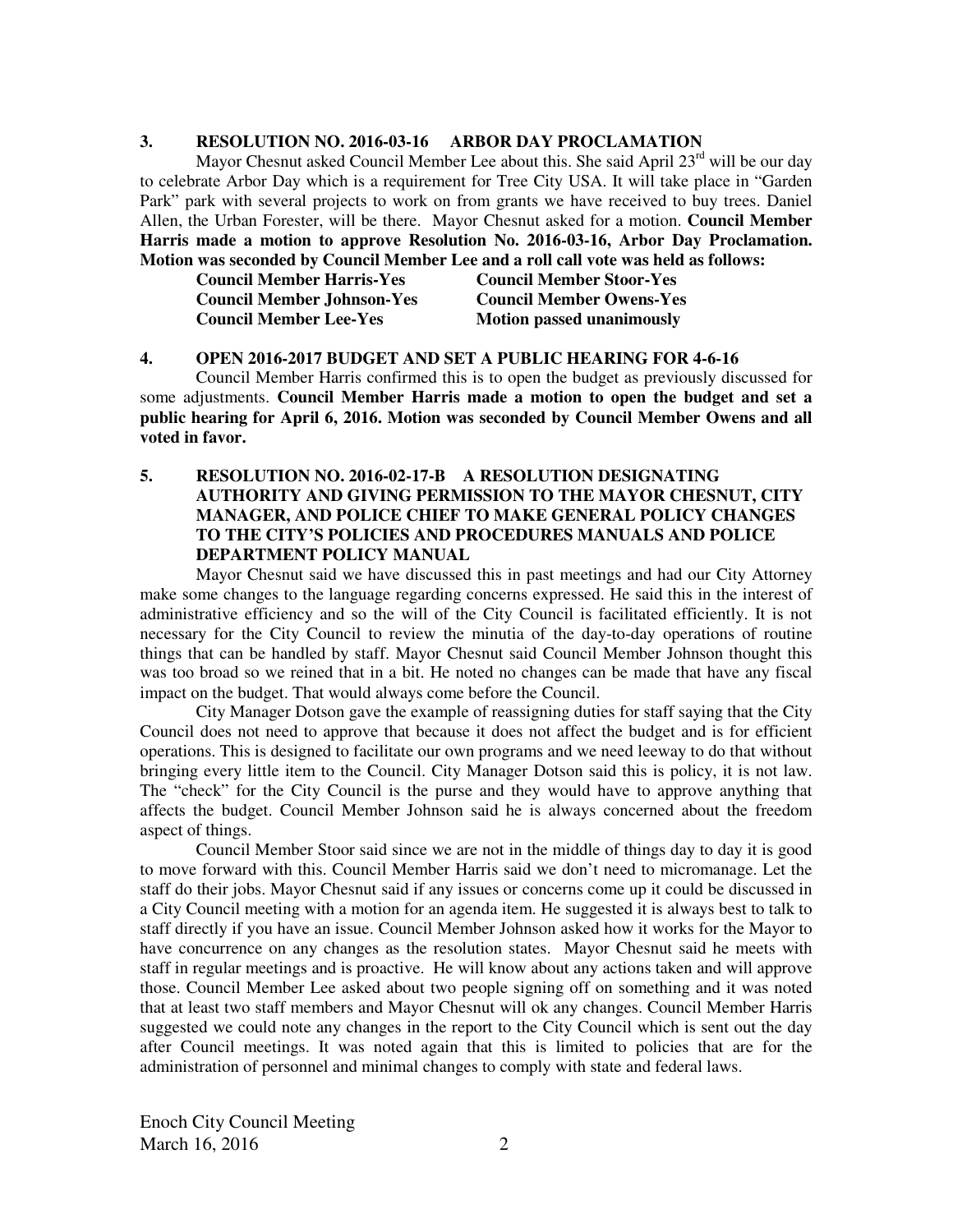### 3. RESOLUTION NO. 2016-03-16 ARBOR DAY PROCLAMATION

Mayor Chesnut asked Council Member Lee about this. She said April 23rd will be our day to celebrate Arbor Day which is a requirement for Tree City USA. It will take place in "Garden Park" park with several projects to work on from grants we have received to buy trees. Daniel Allen, the Urban Forester, will be there. Mayor Chesnut asked for a motion. **Council Member Harris made a motion to approve Resolution No. 2016-03-16, Arbor Day Proclamation. Motion was seconded by Council Member Lee and a roll call vote was held as follows:**

| | |
|---|---|
| **Council Member Harris-Yes** | **Council Member Stoor-Yes** |
| **Council Member Johnson-Yes** | **Council Member Owens-Yes** |
| **Council Member Lee-Yes** | **Motion passed unanimously** |

### 4. OPEN 2016-2017 BUDGET AND SET A PUBLIC HEARING FOR 4-6-16

Council Member Harris confirmed this is to open the budget as previously discussed for some adjustments. **Council Member Harris made a motion to open the budget and set a public hearing for April 6, 2016. Motion was seconded by Council Member Owens and all voted in favor.**

### 5. RESOLUTION NO. 2016-02-17-B A RESOLUTION DESIGNATING AUTHORITY AND GIVING PERMISSION TO THE MAYOR CHESNUT, CITY MANAGER, AND POLICE CHIEF TO MAKE GENERAL POLICY CHANGES TO THE CITY'S POLICIES AND PROCEDURES MANUALS AND POLICE DEPARTMENT POLICY MANUAL

Mayor Chesnut said we have discussed this in past meetings and had our City Attorney make some changes to the language regarding concerns expressed. He said this in the interest of administrative efficiency and so the will of the City Council is facilitated efficiently. It is not necessary for the City Council to review the minutia of the day-to-day operations of routine things that can be handled by staff. Mayor Chesnut said Council Member Johnson thought this was too broad so we reined that in a bit. He noted no changes can be made that have any fiscal impact on the budget. That would always come before the Council.

City Manager Dotson gave the example of reassigning duties for staff saying that the City Council does not need to approve that because it does not affect the budget and is for efficient operations. This is designed to facilitate our own programs and we need leeway to do that without bringing every little item to the Council. City Manager Dotson said this is policy, it is not law. The "check" for the City Council is the purse and they would have to approve anything that affects the budget. Council Member Johnson said he is always concerned about the freedom aspect of things.

Council Member Stoor said since we are not in the middle of things day to day it is good to move forward with this. Council Member Harris said we don't need to micromanage. Let the staff do their jobs. Mayor Chesnut said if any issues or concerns come up it could be discussed in a City Council meeting with a motion for an agenda item. He suggested it is always best to talk to staff directly if you have an issue. Council Member Johnson asked how it works for the Mayor to have concurrence on any changes as the resolution states. Mayor Chesnut said he meets with staff in regular meetings and is proactive. He will know about any actions taken and will approve those. Council Member Lee asked about two people signing off on something and it was noted that at least two staff members and Mayor Chesnut will ok any changes. Council Member Harris suggested we could note any changes in the report to the City Council which is sent out the day after Council meetings. It was noted again that this is limited to policies that are for the administration of personnel and minimal changes to comply with state and federal laws.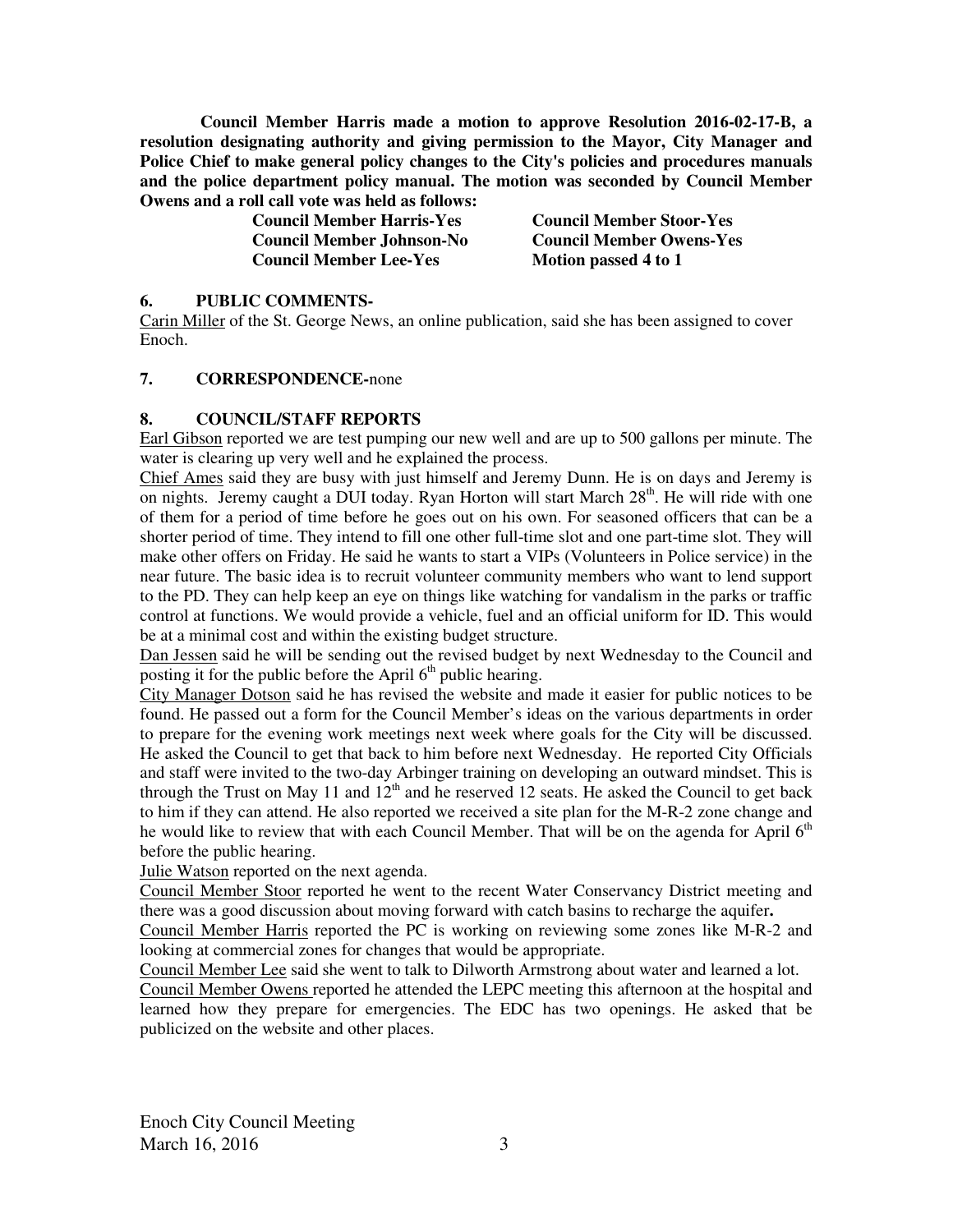**Council Member Harris made a motion to approve Resolution 2016-02-17-B, a resolution designating authority and giving permission to the Mayor, City Manager and Police Chief to make general policy changes to the City's policies and procedures manuals and the police department policy manual. The motion was seconded by Council Member Owens and a roll call vote was held as follows:**

| | |
|---|---|
| **Council Member Harris-Yes** | **Council Member Stoor-Yes** |
| **Council Member Johnson-No** | **Council Member Owens-Yes** |
| **Council Member Lee-Yes** | **Motion passed 4 to 1** |

## 6. PUBLIC COMMENTS-

Carin Miller of the St. George News, an online publication, said she has been assigned to cover Enoch.

## 7. CORRESPONDENCE-none

## 8. COUNCIL/STAFF REPORTS

Earl Gibson reported we are test pumping our new well and are up to 500 gallons per minute. The water is clearing up very well and he explained the process.

Chief Ames said they are busy with just himself and Jeremy Dunn. He is on days and Jeremy is on nights. Jeremy caught a DUI today. Ryan Horton will start March 28th. He will ride with one of them for a period of time before he goes out on his own. For seasoned officers that can be a shorter period of time. They intend to fill one other full-time slot and one part-time slot. They will make other offers on Friday. He said he wants to start a VIPs (Volunteers in Police service) in the near future. The basic idea is to recruit volunteer community members who want to lend support to the PD. They can help keep an eye on things like watching for vandalism in the parks or traffic control at functions. We would provide a vehicle, fuel and an official uniform for ID. This would be at a minimal cost and within the existing budget structure.

Dan Jessen said he will be sending out the revised budget by next Wednesday to the Council and posting it for the public before the April 6th public hearing.

City Manager Dotson said he has revised the website and made it easier for public notices to be found. He passed out a form for the Council Member's ideas on the various departments in order to prepare for the evening work meetings next week where goals for the City will be discussed. He asked the Council to get that back to him before next Wednesday. He reported City Officials and staff were invited to the two-day Arbinger training on developing an outward mindset. This is through the Trust on May 11 and 12th and he reserved 12 seats. He asked the Council to get back to him if they can attend. He also reported we received a site plan for the M-R-2 zone change and he would like to review that with each Council Member. That will be on the agenda for April 6th before the public hearing.

Julie Watson reported on the next agenda.

Council Member Stoor reported he went to the recent Water Conservancy District meeting and there was a good discussion about moving forward with catch basins to recharge the aquifer**.**

Council Member Harris reported the PC is working on reviewing some zones like M-R-2 and looking at commercial zones for changes that would be appropriate.

Council Member Lee said she went to talk to Dilworth Armstrong about water and learned a lot.

Council Member Owens reported he attended the LEPC meeting this afternoon at the hospital and learned how they prepare for emergencies. The EDC has two openings. He asked that be publicized on the website and other places.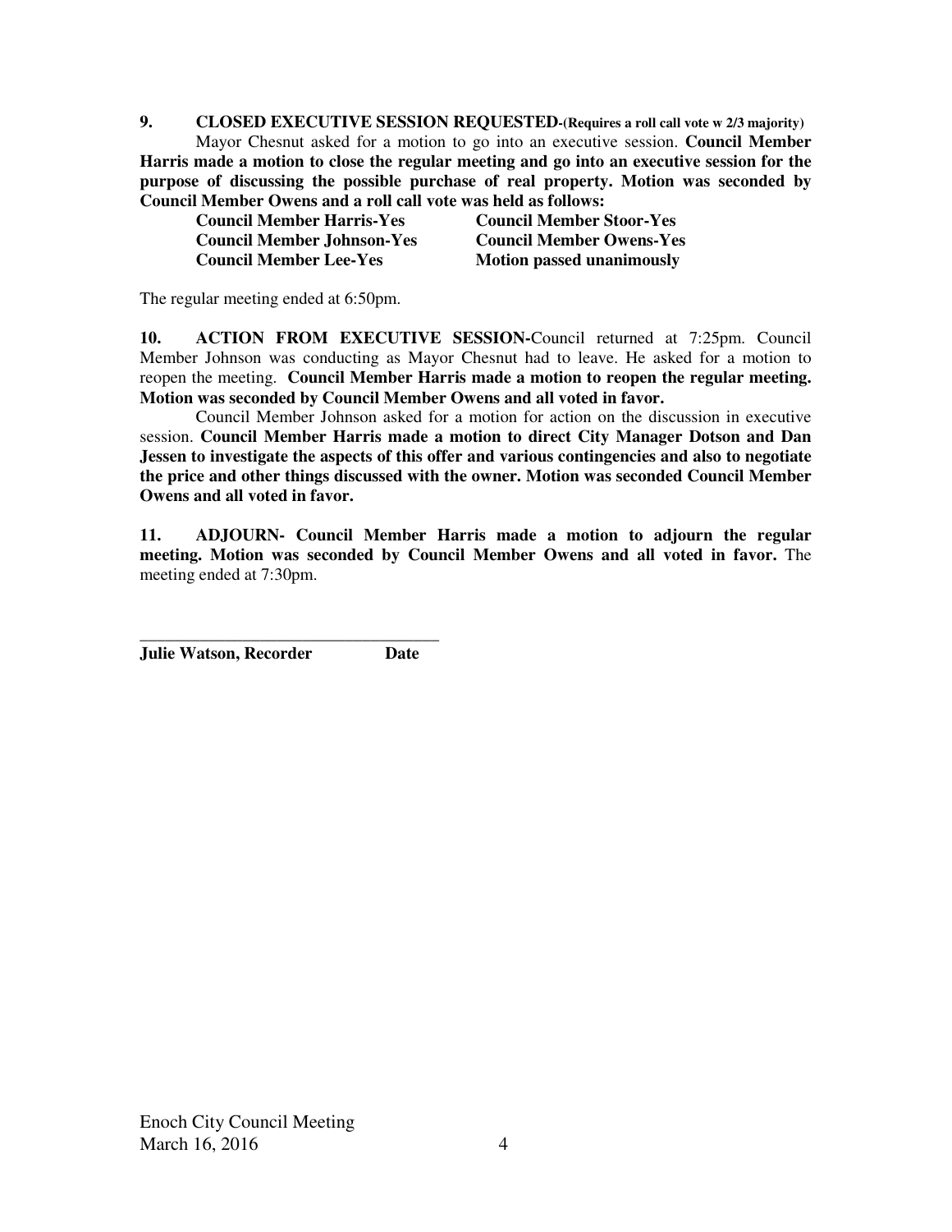**9. CLOSED EXECUTIVE SESSION REQUESTED-(Requires a roll call vote w 2/3 majority)**

Mayor Chesnut asked for a motion to go into an executive session. **Council Member Harris made a motion to close the regular meeting and go into an executive session for the purpose of discussing the possible purchase of real property. Motion was seconded by Council Member Owens and a roll call vote was held as follows:**

| | |
|---|---|
| **Council Member Harris-Yes** | **Council Member Stoor-Yes** |
| **Council Member Johnson-Yes** | **Council Member Owens-Yes** |
| **Council Member Lee-Yes** | **Motion passed unanimously** |

The regular meeting ended at 6:50pm.

**10. ACTION FROM EXECUTIVE SESSION-**Council returned at 7:25pm. Council Member Johnson was conducting as Mayor Chesnut had to leave. He asked for a motion to reopen the meeting. **Council Member Harris made a motion to reopen the regular meeting. Motion was seconded by Council Member Owens and all voted in favor.**

Council Member Johnson asked for a motion for action on the discussion in executive session. **Council Member Harris made a motion to direct City Manager Dotson and Dan Jessen to investigate the aspects of this offer and various contingencies and also to negotiate the price and other things discussed with the owner. Motion was seconded Council Member Owens and all voted in favor.**

**11. ADJOURN- Council Member Harris made a motion to adjourn the regular meeting. Motion was seconded by Council Member Owens and all voted in favor.** The meeting ended at 7:30pm.

\_\_\_\_\_\_\_\_\_\_\_\_\_\_\_\_\_\_\_\_\_\_\_\_\_\_\_\_\_\_\_\_\_\_\_\_

**Julie Watson, Recorder Date**